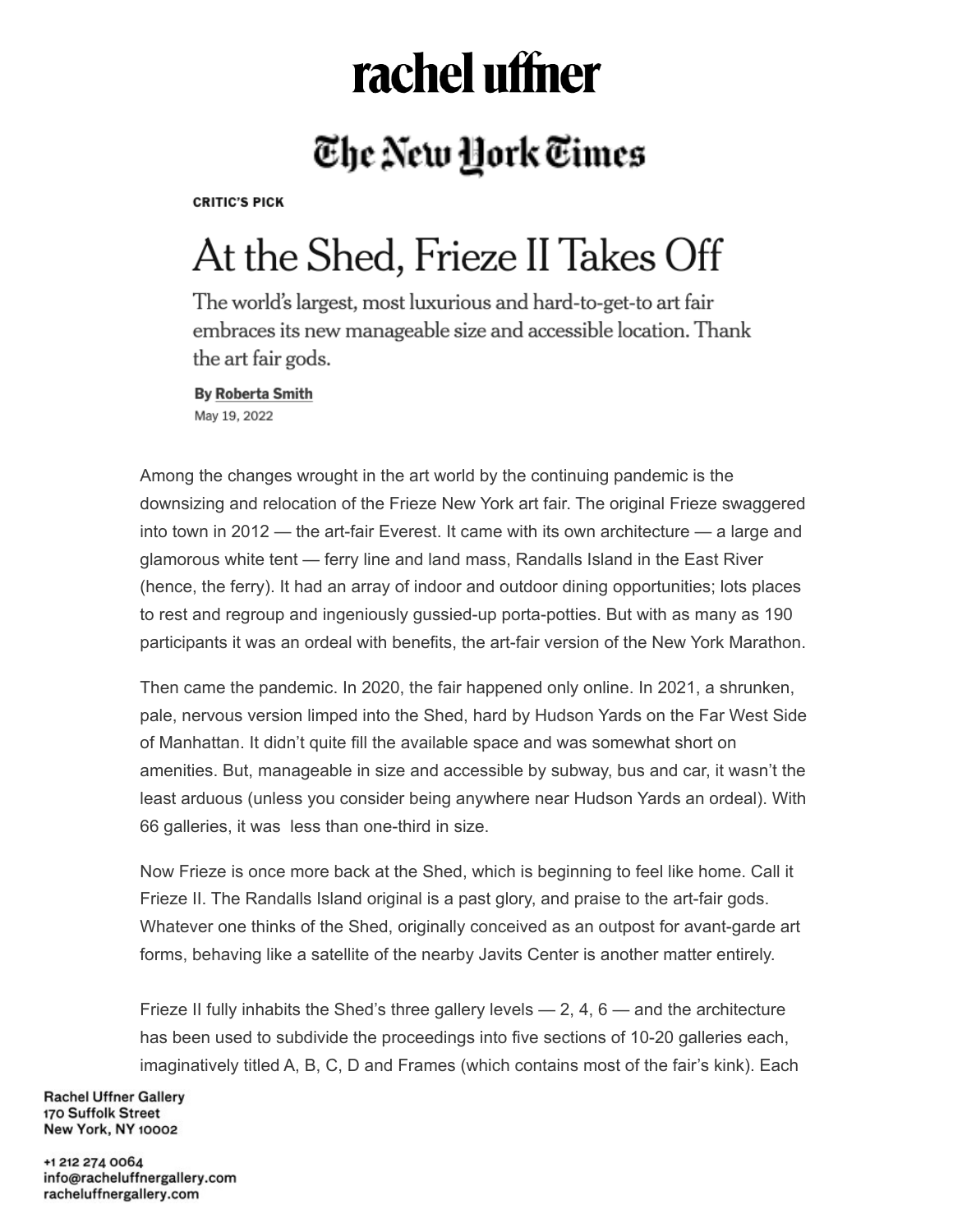rachel uffner

The New York Times

**CRITIC'S PICK**

# At the Shed, Frieze II Takes Off

The world's largest, most luxurious and hard-to-get-to art fair embraces its new manageable size and accessible location. Thank the art fair gods.

By Roberta Smith

May 19, 2022

Among the changes wrought in the art world by the continuing pandemic is the downsizing and relocation of the Frieze New York art fair. The original Frieze swaggered into town in 2012 — the art-fair Everest. It came with its own architecture — a large and glamorous white tent — ferry line and land mass, Randalls Island in the East River (hence, the ferry). It had an array of indoor and outdoor dining opportunities; lots places to rest and regroup and ingeniously gussied-up porta-potties. But with as many as 190 participants it was an ordeal with benefits, the art-fair version of the New York Marathon.

Then came the pandemic. In 2020, the fair happened only online. In 2021, a shrunken, pale, nervous version limped into the Shed, hard by Hudson Yards on the Far West Side of Manhattan. It didn't quite fill the available space and was somewhat short on amenities. But, manageable in size and accessible by subway, bus and car, it wasn't the least arduous (unless you consider being anywhere near Hudson Yards an ordeal). With 66 galleries, it was less than one-third in size.

Now Frieze is once more back at the Shed, which is beginning to feel like home. Call it Frieze II. The Randalls Island original is a past glory, and praise to the art-fair gods. Whatever one thinks of the Shed, originally conceived as an outpost for avant-garde art forms, behaving like a satellite of the nearby Javits Center is another matter entirely.

Frieze II fully inhabits the Shed's three gallery levels — 2, 4, 6 — and the architecture has been used to subdivide the proceedings into five sections of 10-20 galleries each, imaginatively titled A, B, C, D and Frames (which contains most of the fair's kink). Each

Rachel Uffner Gallery
170 Suffolk Street
New York, NY 10002

+1 212 274 0064
info@racheluffnergallery.com
racheluffnergallery.com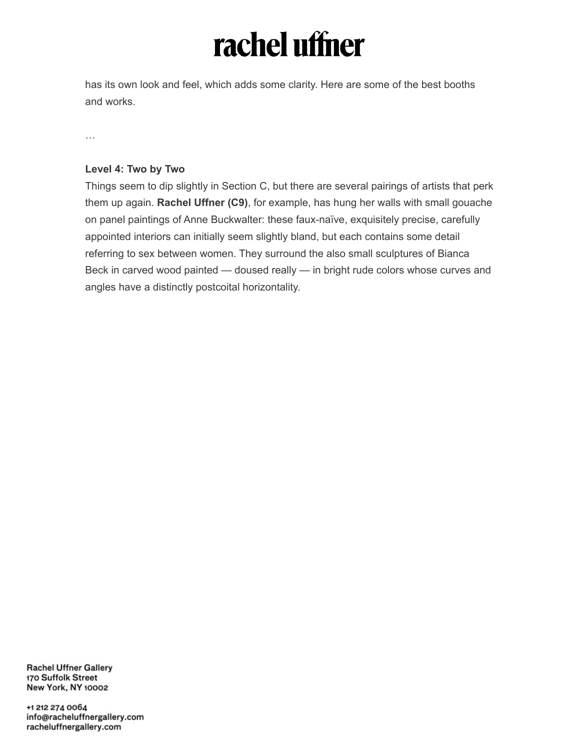has its own look and feel, which adds some clarity. Here are some of the best booths and works.

…

**Level 4: Two by Two**

Things seem to dip slightly in Section C, but there are several pairings of artists that perk them up again. **Rachel Uffner (C9)**, for example, has hung her walls with small gouache on panel paintings of Anne Buckwalter: these faux-naïve, exquisitely precise, carefully appointed interiors can initially seem slightly bland, but each contains some detail referring to sex between women. They surround the also small sculptures of Bianca Beck in carved wood painted — doused really — in bright rude colors whose curves and angles have a distinctly postcoital horizontality.